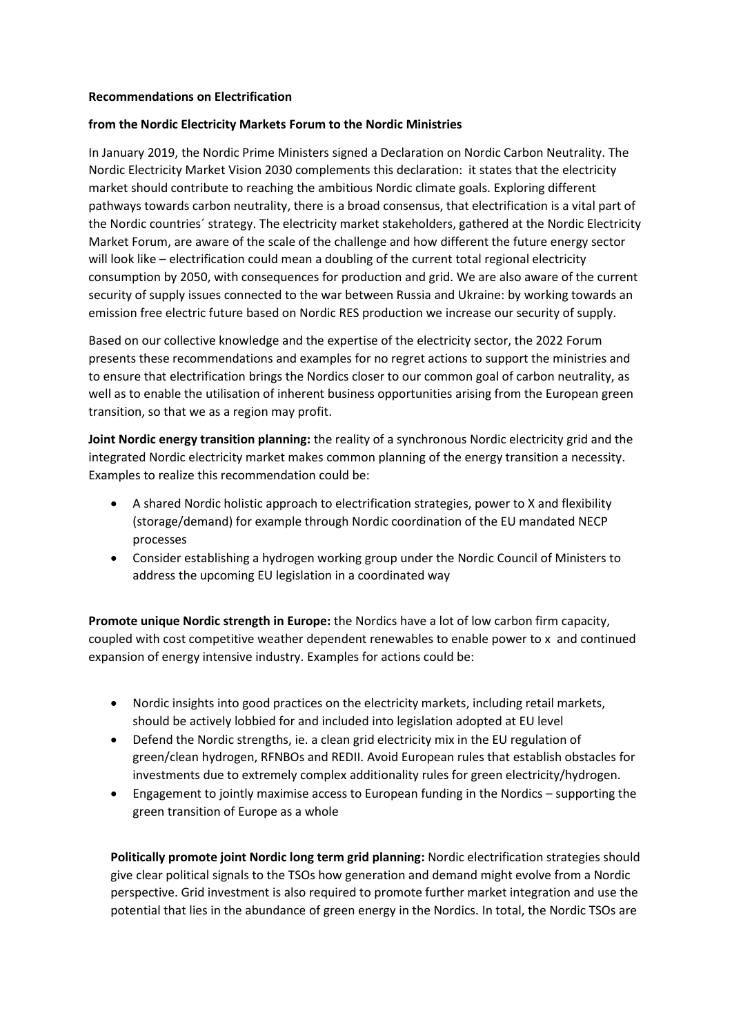**Recommendations on Electrification**

**from the Nordic Electricity Markets Forum to the Nordic Ministries**

In January 2019, the Nordic Prime Ministers signed a Declaration on Nordic Carbon Neutrality. The Nordic Electricity Market Vision 2030 complements this declaration: it states that the electricity market should contribute to reaching the ambitious Nordic climate goals. Exploring different pathways towards carbon neutrality, there is a broad consensus, that electrification is a vital part of the Nordic countries´ strategy. The electricity market stakeholders, gathered at the Nordic Electricity Market Forum, are aware of the scale of the challenge and how different the future energy sector will look like – electrification could mean a doubling of the current total regional electricity consumption by 2050, with consequences for production and grid. We are also aware of the current security of supply issues connected to the war between Russia and Ukraine: by working towards an emission free electric future based on Nordic RES production we increase our security of supply.

Based on our collective knowledge and the expertise of the electricity sector, the 2022 Forum presents these recommendations and examples for no regret actions to support the ministries and to ensure that electrification brings the Nordics closer to our common goal of carbon neutrality, as well as to enable the utilisation of inherent business opportunities arising from the European green transition, so that we as a region may profit.

**Joint Nordic energy transition planning:** the reality of a synchronous Nordic electricity grid and the integrated Nordic electricity market makes common planning of the energy transition a necessity. Examples to realize this recommendation could be:

- A shared Nordic holistic approach to electrification strategies, power to X and flexibility (storage/demand) for example through Nordic coordination of the EU mandated NECP processes
- Consider establishing a hydrogen working group under the Nordic Council of Ministers to address the upcoming EU legislation in a coordinated way

**Promote unique Nordic strength in Europe:** the Nordics have a lot of low carbon firm capacity, coupled with cost competitive weather dependent renewables to enable power to x and continued expansion of energy intensive industry. Examples for actions could be:

- Nordic insights into good practices on the electricity markets, including retail markets, should be actively lobbied for and included into legislation adopted at EU level
- Defend the Nordic strengths, ie. a clean grid electricity mix in the EU regulation of green/clean hydrogen, RFNBOs and REDII. Avoid European rules that establish obstacles for investments due to extremely complex additionality rules for green electricity/hydrogen.
- Engagement to jointly maximise access to European funding in the Nordics – supporting the green transition of Europe as a whole

**Politically promote joint Nordic long term grid planning:** Nordic electrification strategies should give clear political signals to the TSOs how generation and demand might evolve from a Nordic perspective. Grid investment is also required to promote further market integration and use the potential that lies in the abundance of green energy in the Nordics. In total, the Nordic TSOs are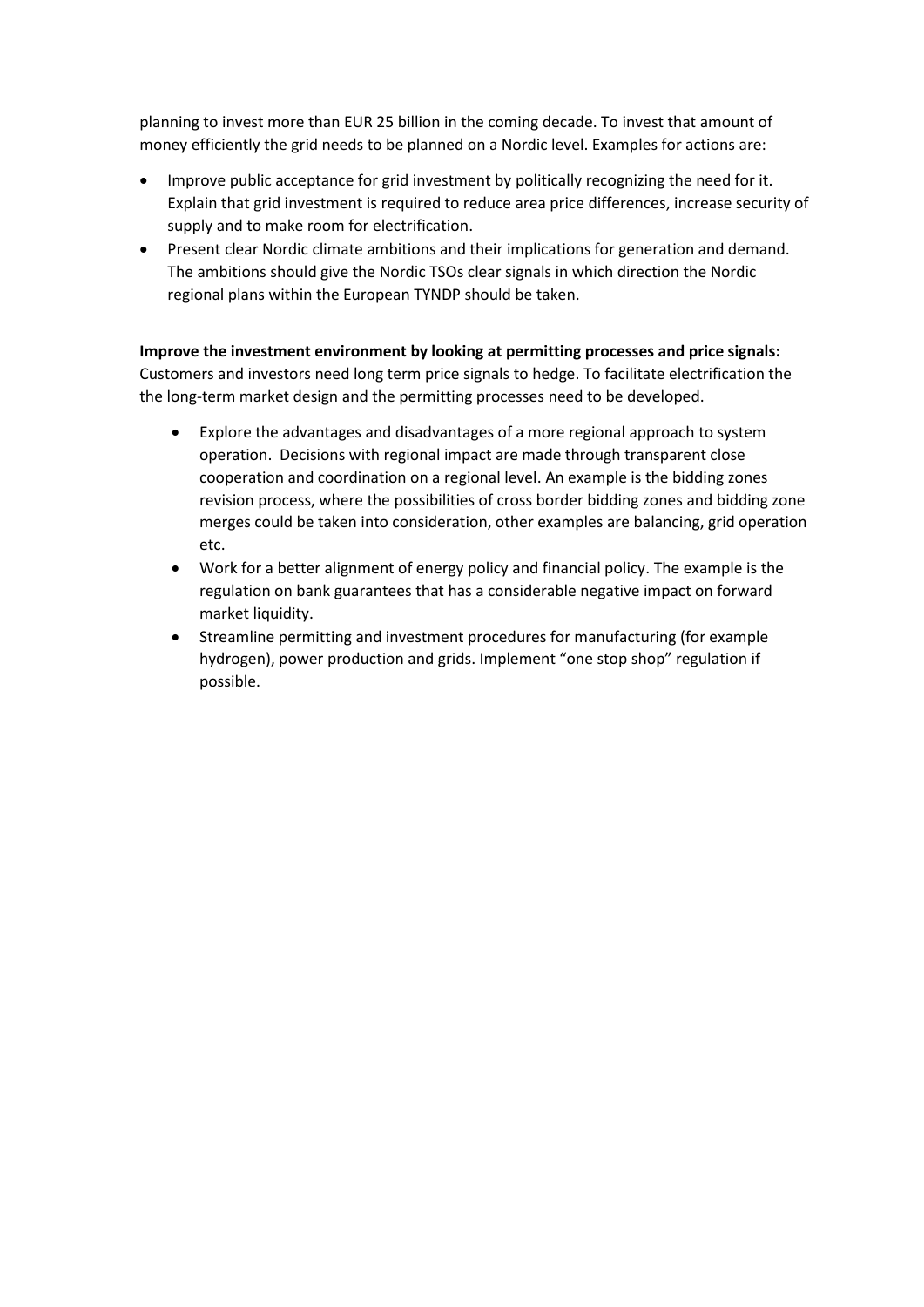planning to invest more than EUR 25 billion in the coming decade. To invest that amount of money efficiently the grid needs to be planned on a Nordic level. Examples for actions are:

- Improve public acceptance for grid investment by politically recognizing the need for it. Explain that grid investment is required to reduce area price differences, increase security of supply and to make room for electrification.
- Present clear Nordic climate ambitions and their implications for generation and demand. The ambitions should give the Nordic TSOs clear signals in which direction the Nordic regional plans within the European TYNDP should be taken.

**Improve the investment environment by looking at permitting processes and price signals:** Customers and investors need long term price signals to hedge. To facilitate electrification the the long-term market design and the permitting processes need to be developed.

- Explore the advantages and disadvantages of a more regional approach to system operation. Decisions with regional impact are made through transparent close cooperation and coordination on a regional level. An example is the bidding zones revision process, where the possibilities of cross border bidding zones and bidding zone merges could be taken into consideration, other examples are balancing, grid operation etc.
- Work for a better alignment of energy policy and financial policy. The example is the regulation on bank guarantees that has a considerable negative impact on forward market liquidity.
- Streamline permitting and investment procedures for manufacturing (for example hydrogen), power production and grids. Implement "one stop shop" regulation if possible.